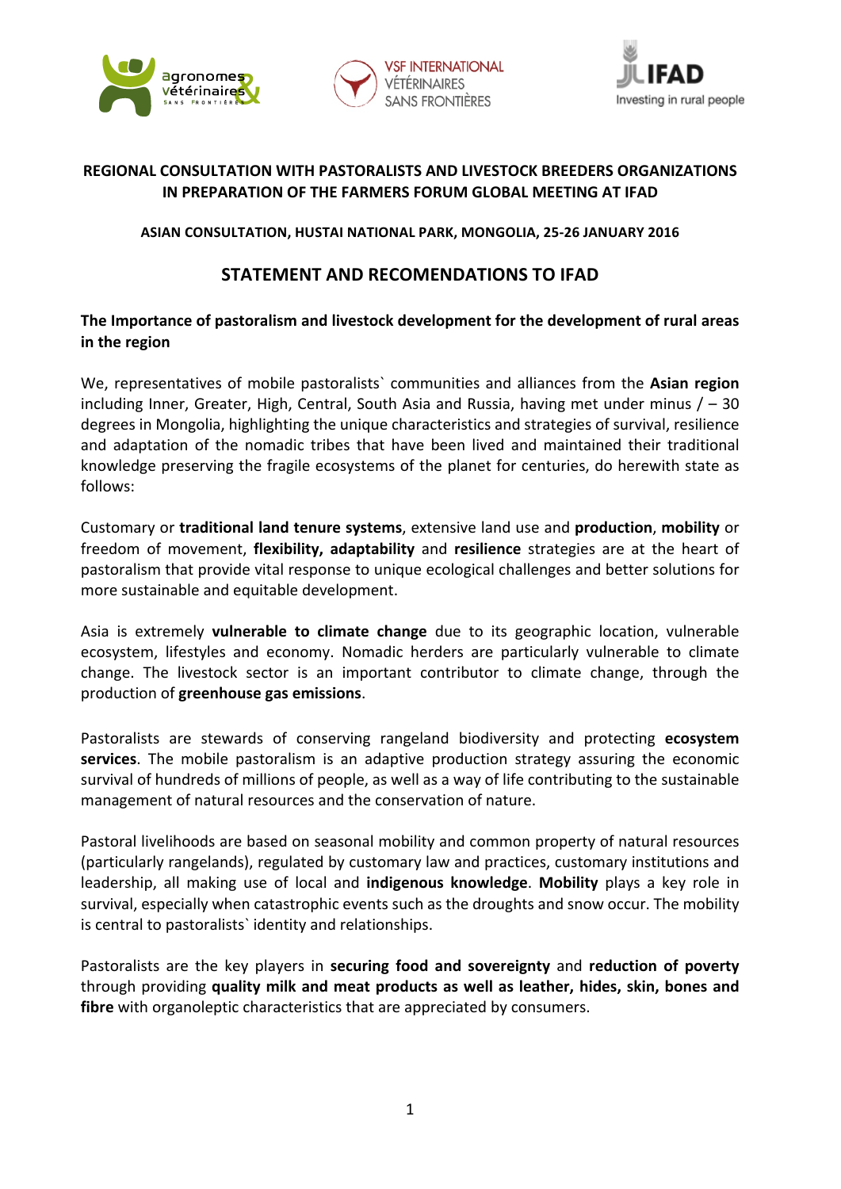**REGIONAL CONSULTATION WITH PASTORALISTS AND LIVESTOCK BREEDERS ORGANIZATIONS IN PREPARATION OF THE FARMERS FORUM GLOBAL MEETING AT IFAD**

**ASIAN CONSULTATION, HUSTAI NATIONAL PARK, MONGOLIA, 25-26 JANUARY 2016**

## STATEMENT AND RECOMENDATIONS TO IFAD

### The Importance of pastoralism and livestock development for the development of rural areas in the region

We, representatives of mobile pastoralists` communities and alliances from the **Asian region** including Inner, Greater, High, Central, South Asia and Russia, having met under minus / – 30 degrees in Mongolia, highlighting the unique characteristics and strategies of survival, resilience and adaptation of the nomadic tribes that have been lived and maintained their traditional knowledge preserving the fragile ecosystems of the planet for centuries, do herewith state as follows:

Customary or **traditional land tenure systems**, extensive land use and **production**, **mobility** or freedom of movement, **flexibility, adaptability** and **resilience** strategies are at the heart of pastoralism that provide vital response to unique ecological challenges and better solutions for more sustainable and equitable development.

Asia is extremely **vulnerable to climate change** due to its geographic location, vulnerable ecosystem, lifestyles and economy. Nomadic herders are particularly vulnerable to climate change. The livestock sector is an important contributor to climate change, through the production of **greenhouse gas emissions**.

Pastoralists are stewards of conserving rangeland biodiversity and protecting **ecosystem services**. The mobile pastoralism is an adaptive production strategy assuring the economic survival of hundreds of millions of people, as well as a way of life contributing to the sustainable management of natural resources and the conservation of nature.

Pastoral livelihoods are based on seasonal mobility and common property of natural resources (particularly rangelands), regulated by customary law and practices, customary institutions and leadership, all making use of local and **indigenous knowledge**. **Mobility** plays a key role in survival, especially when catastrophic events such as the droughts and snow occur. The mobility is central to pastoralists` identity and relationships.

Pastoralists are the key players in **securing food and sovereignty** and **reduction of poverty** through providing **quality milk and meat products as well as leather, hides, skin, bones and fibre** with organoleptic characteristics that are appreciated by consumers.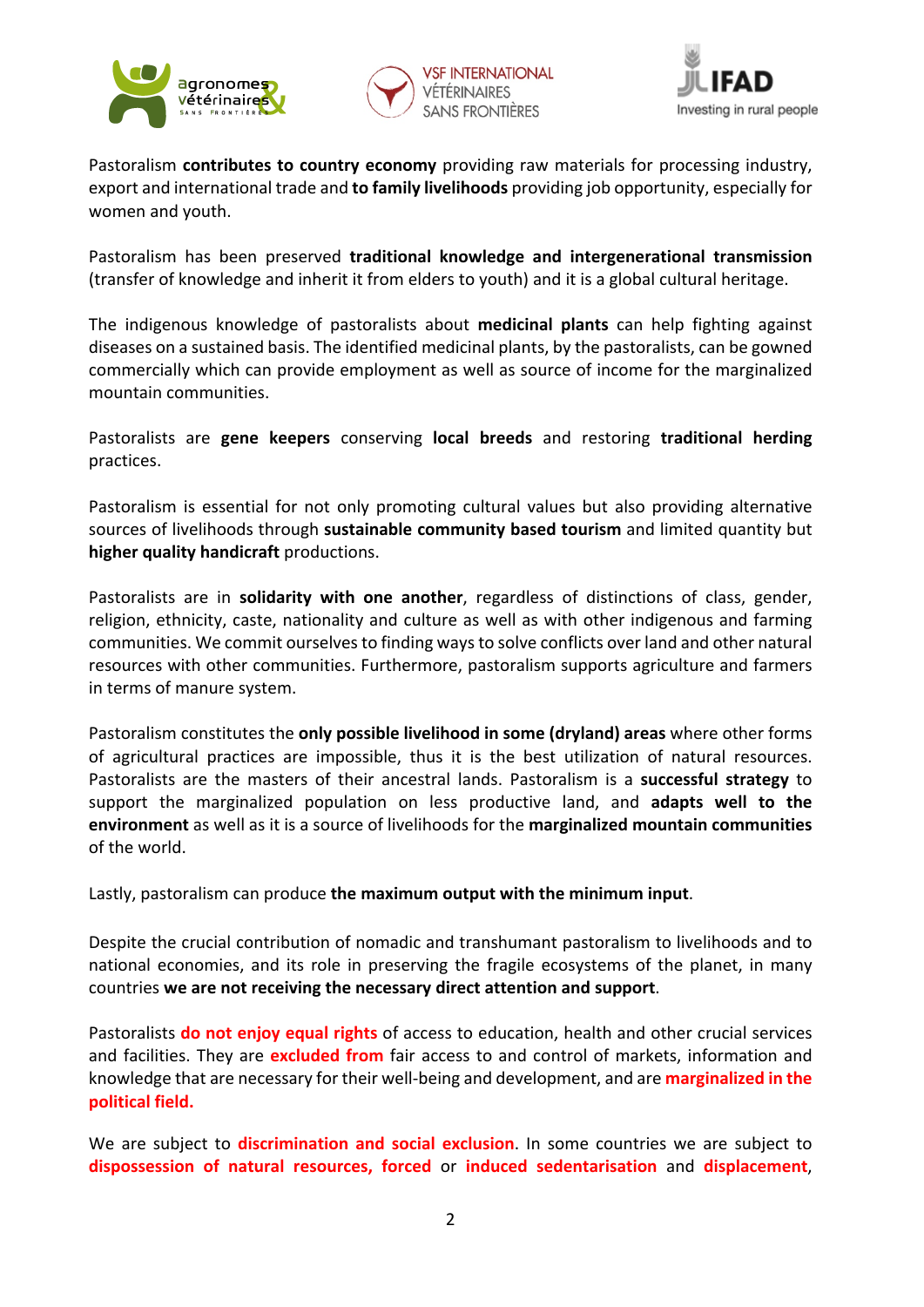Pastoralism **contributes to country economy** providing raw materials for processing industry, export and international trade and **to family livelihoods** providing job opportunity, especially for women and youth.

Pastoralism has been preserved **traditional knowledge and intergenerational transmission** (transfer of knowledge and inherit it from elders to youth) and it is a global cultural heritage.

The indigenous knowledge of pastoralists about **medicinal plants** can help fighting against diseases on a sustained basis. The identified medicinal plants, by the pastoralists, can be gowned commercially which can provide employment as well as source of income for the marginalized mountain communities.

Pastoralists are **gene keepers** conserving **local breeds** and restoring **traditional herding** practices.

Pastoralism is essential for not only promoting cultural values but also providing alternative sources of livelihoods through **sustainable community based tourism** and limited quantity but **higher quality handicraft** productions.

Pastoralists are in **solidarity with one another**, regardless of distinctions of class, gender, religion, ethnicity, caste, nationality and culture as well as with other indigenous and farming communities. We commit ourselves to finding ways to solve conflicts over land and other natural resources with other communities. Furthermore, pastoralism supports agriculture and farmers in terms of manure system.

Pastoralism constitutes the **only possible livelihood in some (dryland) areas** where other forms of agricultural practices are impossible, thus it is the best utilization of natural resources. Pastoralists are the masters of their ancestral lands. Pastoralism is a **successful strategy** to support the marginalized population on less productive land, and **adapts well to the environment** as well as it is a source of livelihoods for the **marginalized mountain communities** of the world.

Lastly, pastoralism can produce **the maximum output with the minimum input**.

Despite the crucial contribution of nomadic and transhumant pastoralism to livelihoods and to national economies, and its role in preserving the fragile ecosystems of the planet, in many countries **we are not receiving the necessary direct attention and support**.

Pastoralists **do not enjoy equal rights** of access to education, health and other crucial services and facilities. They are **excluded from** fair access to and control of markets, information and knowledge that are necessary for their well-being and development, and are **marginalized in the political field.**

We are subject to **discrimination and social exclusion**. In some countries we are subject to **dispossession of natural resources, forced** or **induced sedentarisation** and **displacement**,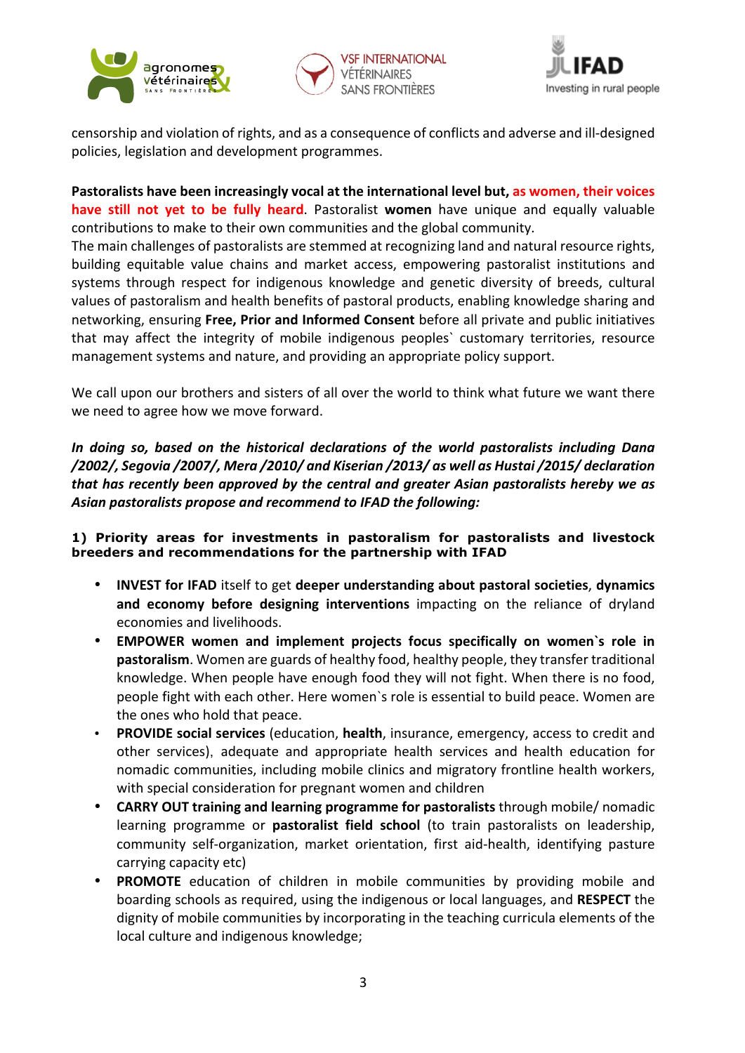censorship and violation of rights, and as a consequence of conflicts and adverse and ill-designed policies, legislation and development programmes.

**Pastoralists have been increasingly vocal at the international level but, as women, their voices have still not yet to be fully heard**. Pastoralist **women** have unique and equally valuable contributions to make to their own communities and the global community.
The main challenges of pastoralists are stemmed at recognizing land and natural resource rights, building equitable value chains and market access, empowering pastoralist institutions and systems through respect for indigenous knowledge and genetic diversity of breeds, cultural values of pastoralism and health benefits of pastoral products, enabling knowledge sharing and networking, ensuring **Free, Prior and Informed Consent** before all private and public initiatives that may affect the integrity of mobile indigenous peoples` customary territories, resource management systems and nature, and providing an appropriate policy support.

We call upon our brothers and sisters of all over the world to think what future we want there we need to agree how we move forward.

***In doing so, based on the historical declarations of the world pastoralists including Dana /2002/, Segovia /2007/, Mera /2010/ and Kiserian /2013/ as well as Hustai /2015/ declaration that has recently been approved by the central and greater Asian pastoralists hereby we as Asian pastoralists propose and recommend to IFAD the following:***

**1) Priority areas for investments in pastoralism for pastoralists and livestock breeders and recommendations for the partnership with IFAD**

- **INVEST for IFAD** itself to get **deeper understanding about pastoral societies**, **dynamics and economy before designing interventions** impacting on the reliance of dryland economies and livelihoods.
- **EMPOWER women and implement projects focus specifically on women`s role in pastoralism**. Women are guards of healthy food, healthy people, they transfer traditional knowledge. When people have enough food they will not fight. When there is no food, people fight with each other. Here women`s role is essential to build peace. Women are the ones who hold that peace.
- **PROVIDE social services** (education, **health**, insurance, emergency, access to credit and other services), adequate and appropriate health services and health education for nomadic communities, including mobile clinics and migratory frontline health workers, with special consideration for pregnant women and children
- **CARRY OUT training and learning programme for pastoralists** through mobile/ nomadic learning programme or **pastoralist field school** (to train pastoralists on leadership, community self-organization, market orientation, first aid-health, identifying pasture carrying capacity etc)
- **PROMOTE** education of children in mobile communities by providing mobile and boarding schools as required, using the indigenous or local languages, and **RESPECT** the dignity of mobile communities by incorporating in the teaching curricula elements of the local culture and indigenous knowledge;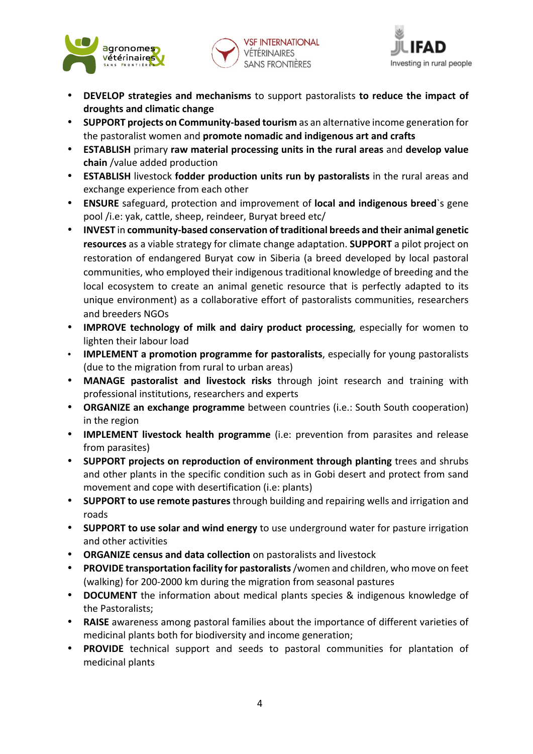- **DEVELOP strategies and mechanisms** to support pastoralists **to reduce the impact of droughts and climatic change**
- **SUPPORT projects on Community-based tourism** as an alternative income generation for the pastoralist women and **promote nomadic and indigenous art and crafts**
- **ESTABLISH** primary **raw material processing units in the rural areas** and **develop value chain** /value added production
- **ESTABLISH** livestock **fodder production units run by pastoralists** in the rural areas and exchange experience from each other
- **ENSURE** safeguard, protection and improvement of **local and indigenous breed**`s gene pool /i.e: yak, cattle, sheep, reindeer, Buryat breed etc/
- **INVEST** in **community-based conservation of traditional breeds and their animal genetic resources** as a viable strategy for climate change adaptation. **SUPPORT** a pilot project on restoration of endangered Buryat cow in Siberia (a breed developed by local pastoral communities, who employed their indigenous traditional knowledge of breeding and the local ecosystem to create an animal genetic resource that is perfectly adapted to its unique environment) as a collaborative effort of pastoralists communities, researchers and breeders NGOs
- **IMPROVE technology of milk and dairy product processing**, especially for women to lighten their labour load
- **IMPLEMENT a promotion programme for pastoralists**, especially for young pastoralists (due to the migration from rural to urban areas)
- **MANAGE pastoralist and livestock risks** through joint research and training with professional institutions, researchers and experts
- **ORGANIZE an exchange programme** between countries (i.e.: South South cooperation) in the region
- **IMPLEMENT livestock health programme** (i.e: prevention from parasites and release from parasites)
- **SUPPORT projects on reproduction of environment through planting** trees and shrubs and other plants in the specific condition such as in Gobi desert and protect from sand movement and cope with desertification (i.e: plants)
- **SUPPORT to use remote pastures** through building and repairing wells and irrigation and roads
- **SUPPORT to use solar and wind energy** to use underground water for pasture irrigation and other activities
- **ORGANIZE census and data collection** on pastoralists and livestock
- **PROVIDE transportation facility for pastoralists** /women and children, who move on feet (walking) for 200-2000 km during the migration from seasonal pastures
- **DOCUMENT** the information about medical plants species & indigenous knowledge of the Pastoralists;
- **RAISE** awareness among pastoral families about the importance of different varieties of medicinal plants both for biodiversity and income generation;
- **PROVIDE** technical support and seeds to pastoral communities for plantation of medicinal plants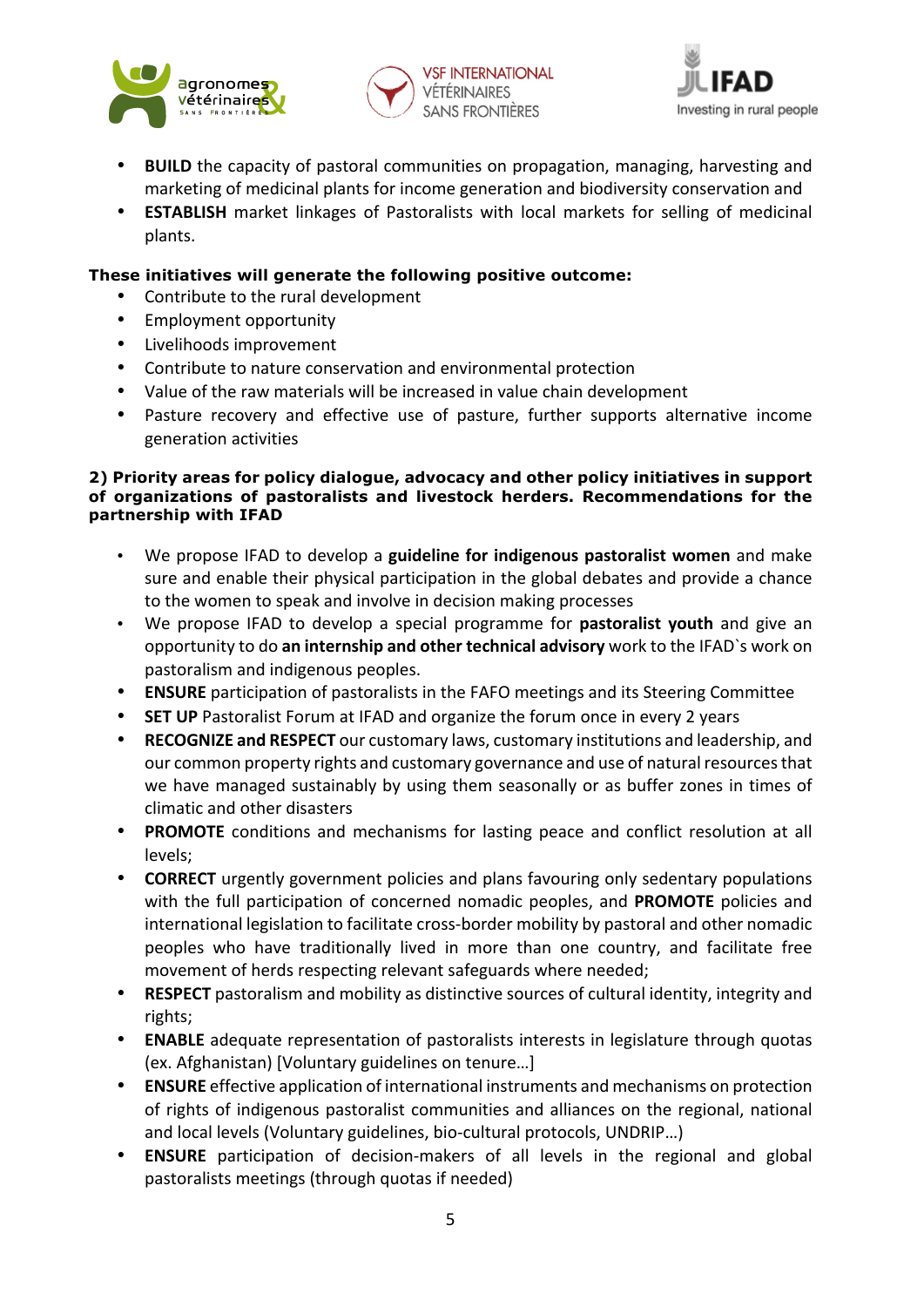- **BUILD** the capacity of pastoral communities on propagation, managing, harvesting and marketing of medicinal plants for income generation and biodiversity conservation and
- **ESTABLISH** market linkages of Pastoralists with local markets for selling of medicinal plants.

**These initiatives will generate the following positive outcome:**

- Contribute to the rural development
- Employment opportunity
- Livelihoods improvement
- Contribute to nature conservation and environmental protection
- Value of the raw materials will be increased in value chain development
- Pasture recovery and effective use of pasture, further supports alternative income generation activities

**2) Priority areas for policy dialogue, advocacy and other policy initiatives in support of organizations of pastoralists and livestock herders. Recommendations for the partnership with IFAD**

- We propose IFAD to develop a **guideline for indigenous pastoralist women** and make sure and enable their physical participation in the global debates and provide a chance to the women to speak and involve in decision making processes
- We propose IFAD to develop a special programme for **pastoralist youth** and give an opportunity to do **an internship and other technical advisory** work to the IFAD`s work on pastoralism and indigenous peoples.
- **ENSURE** participation of pastoralists in the FAFO meetings and its Steering Committee
- **SET UP** Pastoralist Forum at IFAD and organize the forum once in every 2 years
- **RECOGNIZE and RESPECT** our customary laws, customary institutions and leadership, and our common property rights and customary governance and use of natural resources that we have managed sustainably by using them seasonally or as buffer zones in times of climatic and other disasters
- **PROMOTE** conditions and mechanisms for lasting peace and conflict resolution at all levels;
- **CORRECT** urgently government policies and plans favouring only sedentary populations with the full participation of concerned nomadic peoples, and **PROMOTE** policies and international legislation to facilitate cross-border mobility by pastoral and other nomadic peoples who have traditionally lived in more than one country, and facilitate free movement of herds respecting relevant safeguards where needed;
- **RESPECT** pastoralism and mobility as distinctive sources of cultural identity, integrity and rights;
- **ENABLE** adequate representation of pastoralists interests in legislature through quotas (ex. Afghanistan) [Voluntary guidelines on tenure…]
- **ENSURE** effective application of international instruments and mechanisms on protection of rights of indigenous pastoralist communities and alliances on the regional, national and local levels (Voluntary guidelines, bio-cultural protocols, UNDRIP…)
- **ENSURE** participation of decision-makers of all levels in the regional and global pastoralists meetings (through quotas if needed)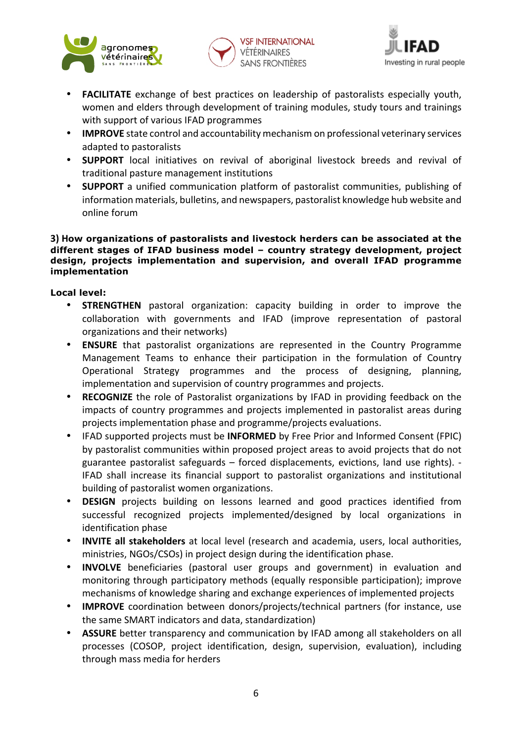- **FACILITATE** exchange of best practices on leadership of pastoralists especially youth, women and elders through development of training modules, study tours and trainings with support of various IFAD programmes
- **IMPROVE** state control and accountability mechanism on professional veterinary services adapted to pastoralists
- **SUPPORT** local initiatives on revival of aboriginal livestock breeds and revival of traditional pasture management institutions
- **SUPPORT** a unified communication platform of pastoralist communities, publishing of information materials, bulletins, and newspapers, pastoralist knowledge hub website and online forum

**3) How organizations of pastoralists and livestock herders can be associated at the different stages of IFAD business model – country strategy development, project design, projects implementation and supervision, and overall IFAD programme implementation**

**Local level:**

- **STRENGTHEN** pastoral organization: capacity building in order to improve the collaboration with governments and IFAD (improve representation of pastoral organizations and their networks)
- **ENSURE** that pastoralist organizations are represented in the Country Programme Management Teams to enhance their participation in the formulation of Country Operational Strategy programmes and the process of designing, planning, implementation and supervision of country programmes and projects.
- **RECOGNIZE** the role of Pastoralist organizations by IFAD in providing feedback on the impacts of country programmes and projects implemented in pastoralist areas during projects implementation phase and programme/projects evaluations.
- IFAD supported projects must be **INFORMED** by Free Prior and Informed Consent (FPIC) by pastoralist communities within proposed project areas to avoid projects that do not guarantee pastoralist safeguards – forced displacements, evictions, land use rights). - IFAD shall increase its financial support to pastoralist organizations and institutional building of pastoralist women organizations.
- **DESIGN** projects building on lessons learned and good practices identified from successful recognized projects implemented/designed by local organizations in identification phase
- **INVITE all stakeholders** at local level (research and academia, users, local authorities, ministries, NGOs/CSOs) in project design during the identification phase.
- **INVOLVE** beneficiaries (pastoral user groups and government) in evaluation and monitoring through participatory methods (equally responsible participation); improve mechanisms of knowledge sharing and exchange experiences of implemented projects
- **IMPROVE** coordination between donors/projects/technical partners (for instance, use the same SMART indicators and data, standardization)
- **ASSURE** better transparency and communication by IFAD among all stakeholders on all processes (COSOP, project identification, design, supervision, evaluation), including through mass media for herders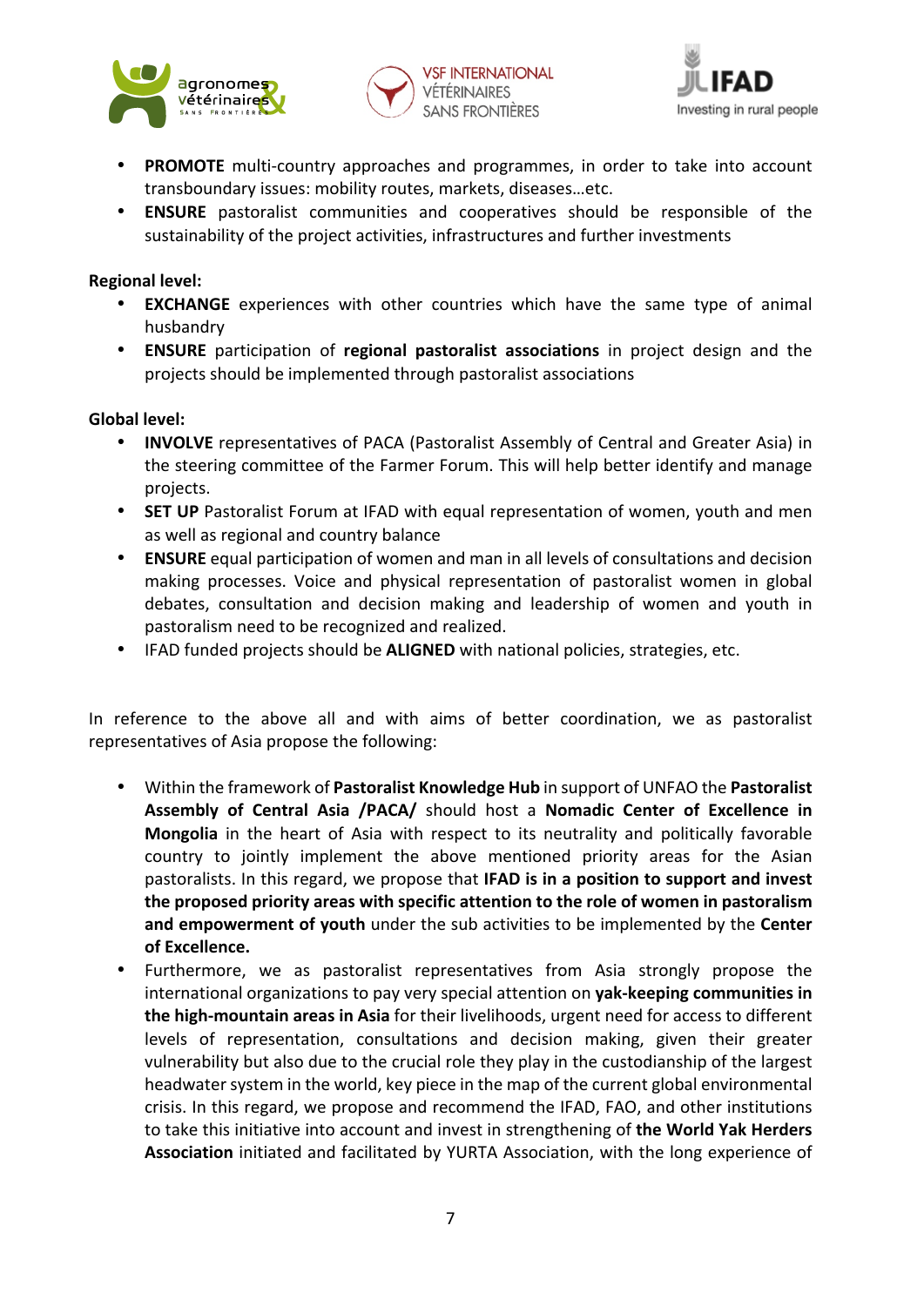- **PROMOTE** multi-country approaches and programmes, in order to take into account transboundary issues: mobility routes, markets, diseases…etc.
- **ENSURE** pastoralist communities and cooperatives should be responsible of the sustainability of the project activities, infrastructures and further investments

**Regional level:**

- **EXCHANGE** experiences with other countries which have the same type of animal husbandry
- **ENSURE** participation of **regional pastoralist associations** in project design and the projects should be implemented through pastoralist associations

**Global level:**

- **INVOLVE** representatives of PACA (Pastoralist Assembly of Central and Greater Asia) in the steering committee of the Farmer Forum. This will help better identify and manage projects.
- **SET UP** Pastoralist Forum at IFAD with equal representation of women, youth and men as well as regional and country balance
- **ENSURE** equal participation of women and man in all levels of consultations and decision making processes. Voice and physical representation of pastoralist women in global debates, consultation and decision making and leadership of women and youth in pastoralism need to be recognized and realized.
- IFAD funded projects should be **ALIGNED** with national policies, strategies, etc.

In reference to the above all and with aims of better coordination, we as pastoralist representatives of Asia propose the following:

- Within the framework of **Pastoralist Knowledge Hub** in support of UNFAO the **Pastoralist Assembly of Central Asia /PACA/** should host a **Nomadic Center of Excellence in Mongolia** in the heart of Asia with respect to its neutrality and politically favorable country to jointly implement the above mentioned priority areas for the Asian pastoralists. In this regard, we propose that **IFAD is in a position to support and invest the proposed priority areas with specific attention to the role of women in pastoralism and empowerment of youth** under the sub activities to be implemented by the **Center of Excellence.**
- Furthermore, we as pastoralist representatives from Asia strongly propose the international organizations to pay very special attention on **yak-keeping communities in the high-mountain areas in Asia** for their livelihoods, urgent need for access to different levels of representation, consultations and decision making, given their greater vulnerability but also due to the crucial role they play in the custodianship of the largest headwater system in the world, key piece in the map of the current global environmental crisis. In this regard, we propose and recommend the IFAD, FAO, and other institutions to take this initiative into account and invest in strengthening of **the World Yak Herders Association** initiated and facilitated by YURTA Association, with the long experience of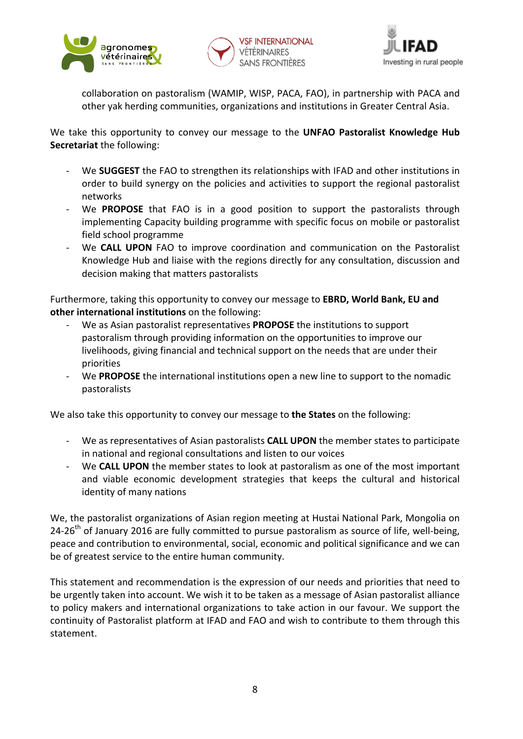collaboration on pastoralism (WAMIP, WISP, PACA, FAO), in partnership with PACA and other yak herding communities, organizations and institutions in Greater Central Asia.

We take this opportunity to convey our message to the **UNFAO Pastoralist Knowledge Hub Secretariat** the following:

- We **SUGGEST** the FAO to strengthen its relationships with IFAD and other institutions in order to build synergy on the policies and activities to support the regional pastoralist networks
- We **PROPOSE** that FAO is in a good position to support the pastoralists through implementing Capacity building programme with specific focus on mobile or pastoralist field school programme
- We **CALL UPON** FAO to improve coordination and communication on the Pastoralist Knowledge Hub and liaise with the regions directly for any consultation, discussion and decision making that matters pastoralists

Furthermore, taking this opportunity to convey our message to **EBRD, World Bank, EU and other international institutions** on the following:

- We as Asian pastoralist representatives **PROPOSE** the institutions to support pastoralism through providing information on the opportunities to improve our livelihoods, giving financial and technical support on the needs that are under their priorities
- We **PROPOSE** the international institutions open a new line to support to the nomadic pastoralists

We also take this opportunity to convey our message to **the States** on the following:

- We as representatives of Asian pastoralists **CALL UPON** the member states to participate in national and regional consultations and listen to our voices
- We **CALL UPON** the member states to look at pastoralism as one of the most important and viable economic development strategies that keeps the cultural and historical identity of many nations

We, the pastoralist organizations of Asian region meeting at Hustai National Park, Mongolia on 24-26th of January 2016 are fully committed to pursue pastoralism as source of life, well-being, peace and contribution to environmental, social, economic and political significance and we can be of greatest service to the entire human community.

This statement and recommendation is the expression of our needs and priorities that need to be urgently taken into account. We wish it to be taken as a message of Asian pastoralist alliance to policy makers and international organizations to take action in our favour. We support the continuity of Pastoralist platform at IFAD and FAO and wish to contribute to them through this statement.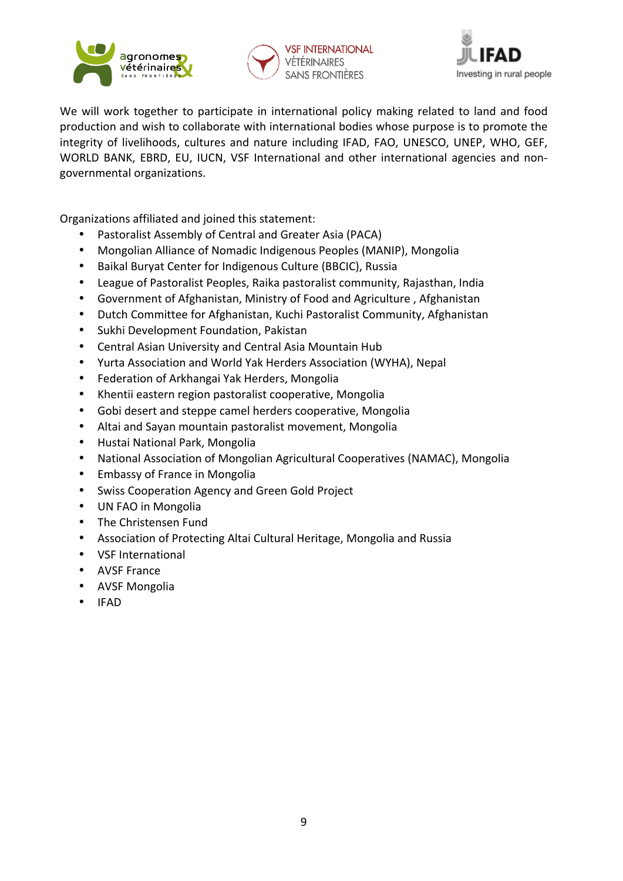We will work together to participate in international policy making related to land and food production and wish to collaborate with international bodies whose purpose is to promote the integrity of livelihoods, cultures and nature including IFAD, FAO, UNESCO, UNEP, WHO, GEF, WORLD BANK, EBRD, EU, IUCN, VSF International and other international agencies and non-governmental organizations.

Organizations affiliated and joined this statement:

- Pastoralist Assembly of Central and Greater Asia (PACA)
- Mongolian Alliance of Nomadic Indigenous Peoples (MANIP), Mongolia
- Baikal Buryat Center for Indigenous Culture (BBCIC), Russia
- League of Pastoralist Peoples, Raika pastoralist community, Rajasthan, India
- Government of Afghanistan, Ministry of Food and Agriculture , Afghanistan
- Dutch Committee for Afghanistan, Kuchi Pastoralist Community, Afghanistan
- Sukhi Development Foundation, Pakistan
- Central Asian University and Central Asia Mountain Hub
- Yurta Association and World Yak Herders Association (WYHA), Nepal
- Federation of Arkhangai Yak Herders, Mongolia
- Khentii eastern region pastoralist cooperative, Mongolia
- Gobi desert and steppe camel herders cooperative, Mongolia
- Altai and Sayan mountain pastoralist movement, Mongolia
- Hustai National Park, Mongolia
- National Association of Mongolian Agricultural Cooperatives (NAMAC), Mongolia
- Embassy of France in Mongolia
- Swiss Cooperation Agency and Green Gold Project
- UN FAO in Mongolia
- The Christensen Fund
- Association of Protecting Altai Cultural Heritage, Mongolia and Russia
- VSF International
- AVSF France
- AVSF Mongolia
- IFAD